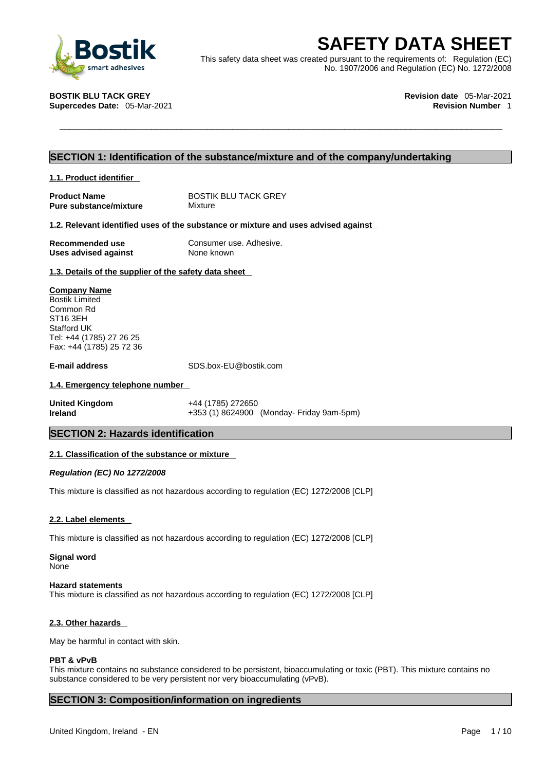# SAFETY DATA SHEET

This safety data sheet was created pursuant to the requirements of: Regulation (EC) No. 1907/2006 and Regulation (EC) No. 1272/2008

**BOSTIK BLU TACK GREY**
**Supercedes Date:** 05-Mar-2021

**Revision date** 05-Mar-2021
**Revision Number** 1

## SECTION 1: Identification of the substance/mixture and of the company/undertaking

### 1.1. Product identifier

**Product Name** BOSTIK BLU TACK GREY
**Pure substance/mixture** Mixture

### 1.2. Relevant identified uses of the substance or mixture and uses advised against

**Recommended use** Consumer use. Adhesive.
**Uses advised against** None known

### 1.3. Details of the supplier of the safety data sheet

**Company Name**
Bostik Limited
Common Rd
ST16 3EH
Stafford UK
Tel: +44 (1785) 27 26 25
Fax: +44 (1785) 25 72 36

**E-mail address** SDS.box-EU@bostik.com

### 1.4. Emergency telephone number

**United Kingdom** +44 (1785) 272650
**Ireland** +353 (1) 8624900 (Monday- Friday 9am-5pm)

## SECTION 2: Hazards identification

### 2.1. Classification of the substance or mixture

***Regulation (EC) No 1272/2008***

This mixture is classified as not hazardous according to regulation (EC) 1272/2008 [CLP]

### 2.2. Label elements

This mixture is classified as not hazardous according to regulation (EC) 1272/2008 [CLP]

**Signal word**
None

**Hazard statements**
This mixture is classified as not hazardous according to regulation (EC) 1272/2008 [CLP]

### 2.3. Other hazards

May be harmful in contact with skin.

**PBT & vPvB**
This mixture contains no substance considered to be persistent, bioaccumulating or toxic (PBT). This mixture contains no substance considered to be very persistent nor very bioaccumulating (vPvB).

## SECTION 3: Composition/information on ingredients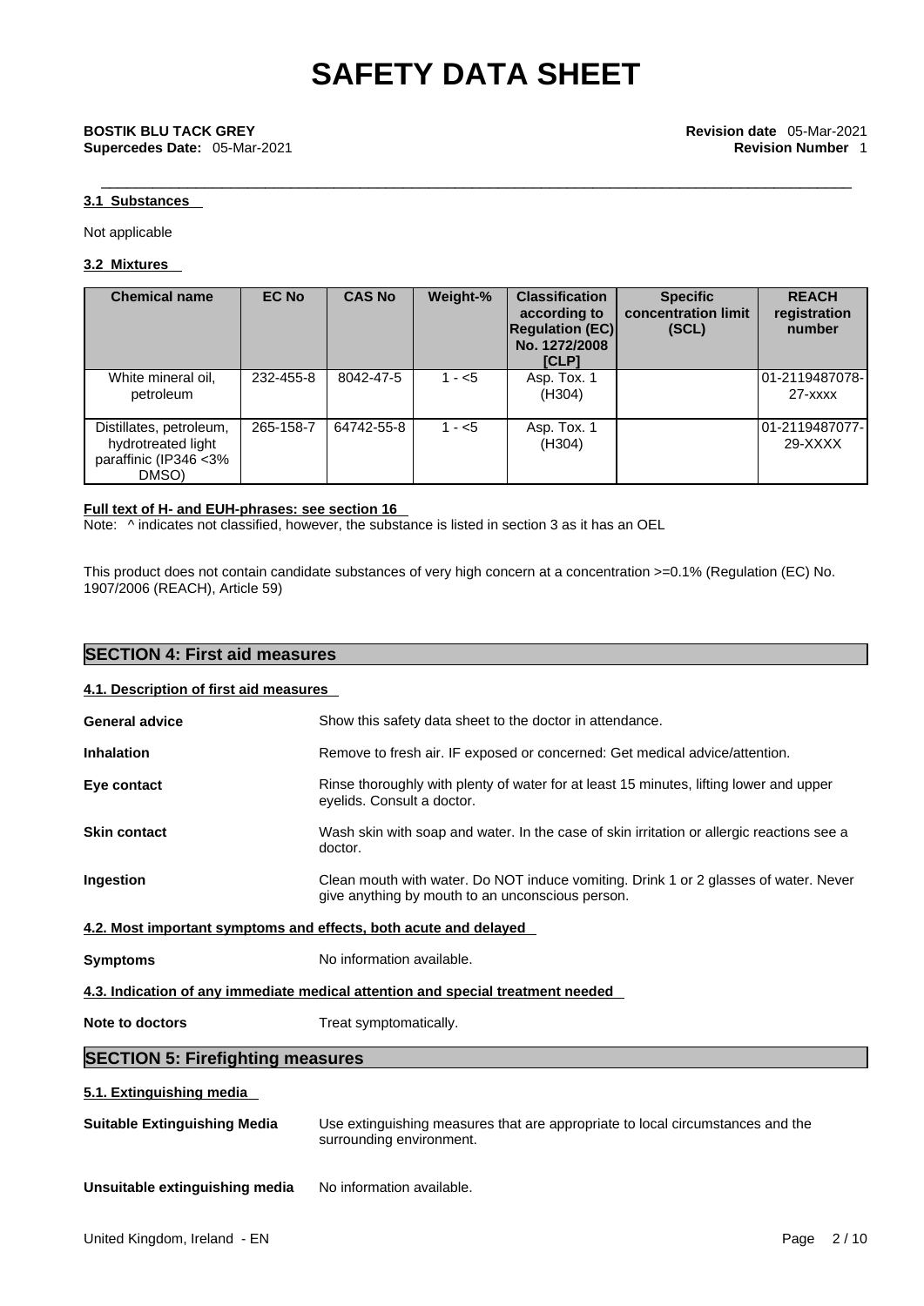### 3.1 Substances

Not applicable

### 3.2 Mixtures

| Chemical name | EC No | CAS No | Weight-% | Classification according to Regulation (EC) No. 1272/2008 [CLP] | Specific concentration limit (SCL) | REACH registration number |
|---|---|---|---|---|---|---|
| White mineral oil, petroleum | 232-455-8 | 8042-47-5 | 1 - <5 | Asp. Tox. 1 (H304) | | 01-2119487078-27-xxxx |
| Distillates, petroleum, hydrotreated light paraffinic (IP346 <3% DMSO) | 265-158-7 | 64742-55-8 | 1 - <5 | Asp. Tox. 1 (H304) | | 01-2119487077-29-XXXX |

**Full text of H- and EUH-phrases: see section 16**

Note: ^ indicates not classified, however, the substance is listed in section 3 as it has an OEL

This product does not contain candidate substances of very high concern at a concentration >=0.1% (Regulation (EC) No. 1907/2006 (REACH), Article 59)

## SECTION 4: First aid measures

### 4.1. Description of first aid measures

**General advice** Show this safety data sheet to the doctor in attendance.

**Inhalation** Remove to fresh air. IF exposed or concerned: Get medical advice/attention.

**Eye contact** Rinse thoroughly with plenty of water for at least 15 minutes, lifting lower and upper eyelids. Consult a doctor.

**Skin contact** Wash skin with soap and water. In the case of skin irritation or allergic reactions see a doctor.

**Ingestion** Clean mouth with water. Do NOT induce vomiting. Drink 1 or 2 glasses of water. Never give anything by mouth to an unconscious person.

### 4.2. Most important symptoms and effects, both acute and delayed

**Symptoms** No information available.

### 4.3. Indication of any immediate medical attention and special treatment needed

**Note to doctors** Treat symptomatically.

## SECTION 5: Firefighting measures

### 5.1. Extinguishing media

**Suitable Extinguishing Media** Use extinguishing measures that are appropriate to local circumstances and the surrounding environment.

**Unsuitable extinguishing media** No information available.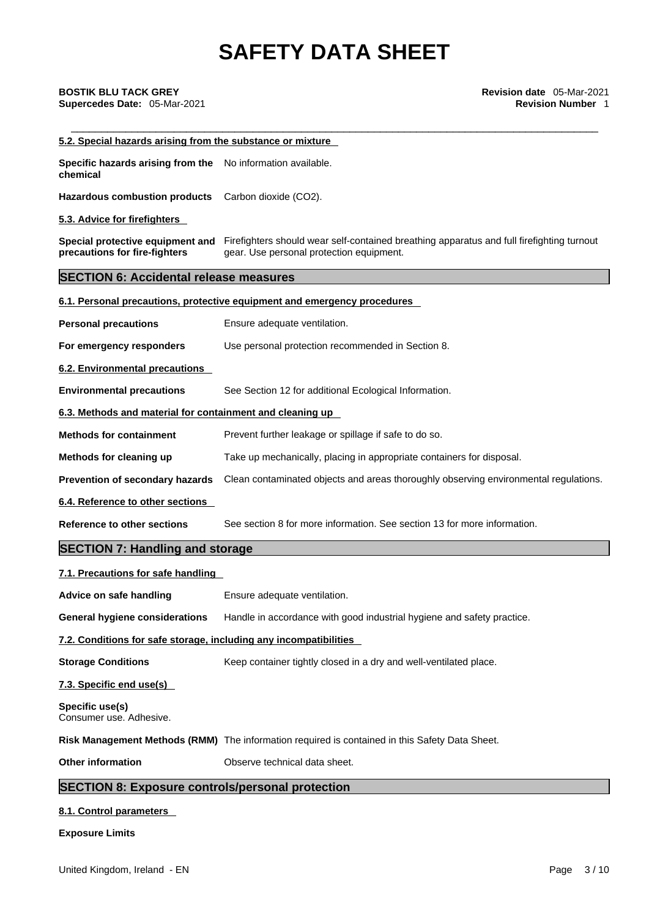#### 5.2. Special hazards arising from the substance or mixture

**Specific hazards arising from the chemical** No information available.

**Hazardous combustion products** Carbon dioxide ($CO_2$).

#### 5.3. Advice for firefighters

**Special protective equipment and precautions for fire-fighters** Firefighters should wear self-contained breathing apparatus and full firefighting turnout gear. Use personal protection equipment.

## SECTION 6: Accidental release measures

#### 6.1. Personal precautions, protective equipment and emergency procedures

**Personal precautions** Ensure adequate ventilation.

**For emergency responders** Use personal protection recommended in Section 8.

#### 6.2. Environmental precautions

**Environmental precautions** See Section 12 for additional Ecological Information.

#### 6.3. Methods and material for containment and cleaning up

**Methods for containment** Prevent further leakage or spillage if safe to do so.

**Methods for cleaning up** Take up mechanically, placing in appropriate containers for disposal.

**Prevention of secondary hazards** Clean contaminated objects and areas thoroughly observing environmental regulations.

#### 6.4. Reference to other sections

**Reference to other sections** See section 8 for more information. See section 13 for more information.

## SECTION 7: Handling and storage

#### 7.1. Precautions for safe handling

**Advice on safe handling** Ensure adequate ventilation.

**General hygiene considerations** Handle in accordance with good industrial hygiene and safety practice.

#### 7.2. Conditions for safe storage, including any incompatibilities

**Storage Conditions** Keep container tightly closed in a dry and well-ventilated place.

#### 7.3. Specific end use(s)

**Specific use(s)**
Consumer use. Adhesive.

**Risk Management Methods (RMM)** The information required is contained in this Safety Data Sheet.

**Other information** Observe technical data sheet.

## SECTION 8: Exposure controls/personal protection

#### 8.1. Control parameters

**Exposure Limits**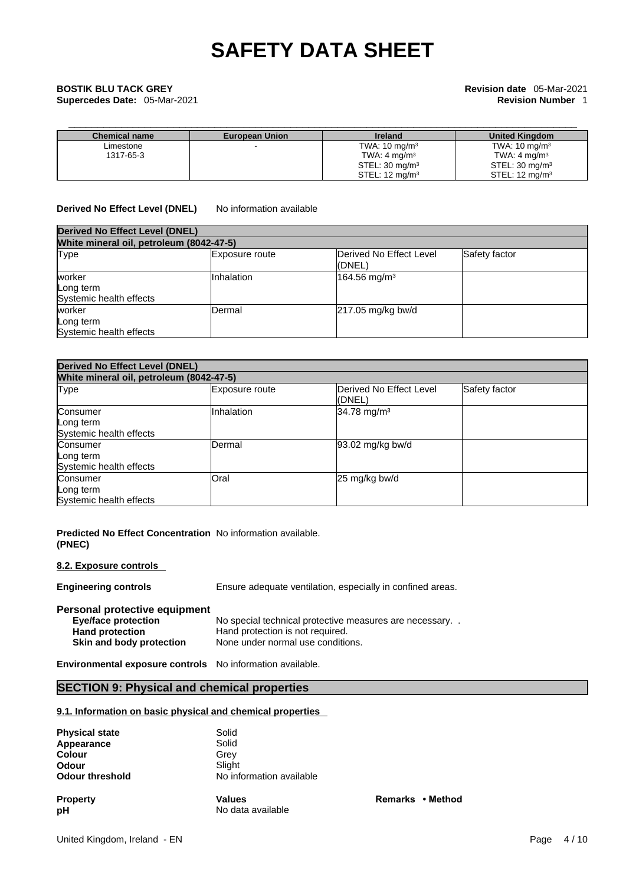| Chemical name | European Union | Ireland | United Kingdom |
|---|---|---|---|
| Limestone<br>1317-65-3 | - | TWA: 10 mg/m³<br>TWA: 4 mg/m³<br>STEL: 30 mg/m³<br>STEL: 12 mg/m³ | TWA: 10 mg/m³<br>TWA: 4 mg/m³<br>STEL: 30 mg/m³<br>STEL: 12 mg/m³ |

**Derived No Effect Level (DNEL)** No information available

| Derived No Effect Level (DNEL) | | | |
|---|---|---|---|
| **White mineral oil, petroleum (8042-47-5)** | | | |
| Type | Exposure route | Derived No Effect Level (DNEL) | Safety factor |
| worker<br>Long term<br>Systemic health effects | Inhalation | 164.56 mg/m³ | |
| worker<br>Long term<br>Systemic health effects | Dermal | 217.05 mg/kg bw/d | |

| Derived No Effect Level (DNEL) | | | |
|---|---|---|---|
| **White mineral oil, petroleum (8042-47-5)** | | | |
| Type | Exposure route | Derived No Effect Level (DNEL) | Safety factor |
| Consumer<br>Long term<br>Systemic health effects | Inhalation | 34.78 mg/m³ | |
| Consumer<br>Long term<br>Systemic health effects | Dermal | 93.02 mg/kg bw/d | |
| Consumer<br>Long term<br>Systemic health effects | Oral | 25 mg/kg bw/d | |

**Predicted No Effect Concentration (PNEC)** No information available.

**8.2. Exposure controls**

**Engineering controls** Ensure adequate ventilation, especially in confined areas.

**Personal protective equipment**

**Eye/face protection** No special technical protective measures are necessary. .
**Hand protection** Hand protection is not required.
**Skin and body protection** None under normal use conditions.

**Environmental exposure controls** No information available.

## SECTION 9: Physical and chemical properties

**9.1. Information on basic physical and chemical properties**

**Physical state** Solid
**Appearance** Solid
**Colour** Grey
**Odour** Slight
**Odour threshold** No information available

| Property | Values | Remarks • Method |
|---|---|---|
| pH | No data available | |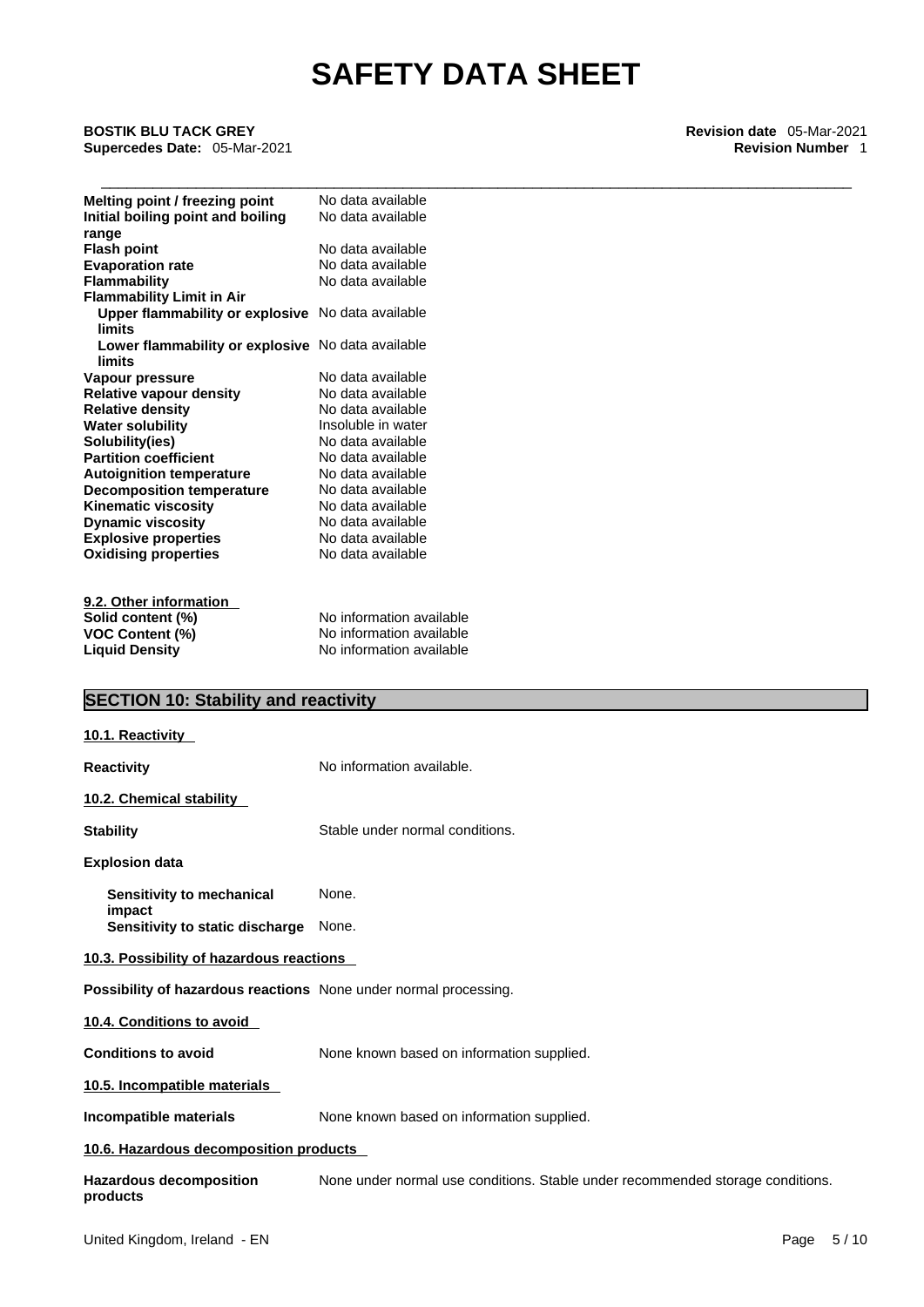| Property | Value |
|---|---|
| **Melting point / freezing point** | No data available |
| **Initial boiling point and boiling range** | No data available |
| **Flash point** | No data available |
| **Evaporation rate** | No data available |
| **Flammability** | No data available |
| **Flammability Limit in Air** | |
| **Upper flammability or explosive limits** | No data available |
| **Lower flammability or explosive limits** | No data available |
| **Vapour pressure** | No data available |
| **Relative vapour density** | No data available |
| **Relative density** | No data available |
| **Water solubility** | Insoluble in water |
| **Solubility(ies)** | No data available |
| **Partition coefficient** | No data available |
| **Autoignition temperature** | No data available |
| **Decomposition temperature** | No data available |
| **Kinematic viscosity** | No data available |
| **Dynamic viscosity** | No data available |
| **Explosive properties** | No data available |
| **Oxidising properties** | No data available |

**9.2. Other information**

| Property | Value |
|---|---|
| **Solid content (%)** | No information available |
| **VOC Content (%)** | No information available |
| **Liquid Density** | No information available |

## SECTION 10: Stability and reactivity

**10.1. Reactivity**

**Reactivity** No information available.

**10.2. Chemical stability**

**Stability** Stable under normal conditions.

**Explosion data**

**Sensitivity to mechanical impact** None.

**Sensitivity to static discharge** None.

**10.3. Possibility of hazardous reactions**

**Possibility of hazardous reactions** None under normal processing.

**10.4. Conditions to avoid**

**Conditions to avoid** None known based on information supplied.

**10.5. Incompatible materials**

**Incompatible materials** None known based on information supplied.

**10.6. Hazardous decomposition products**

**Hazardous decomposition products** None under normal use conditions. Stable under recommended storage conditions.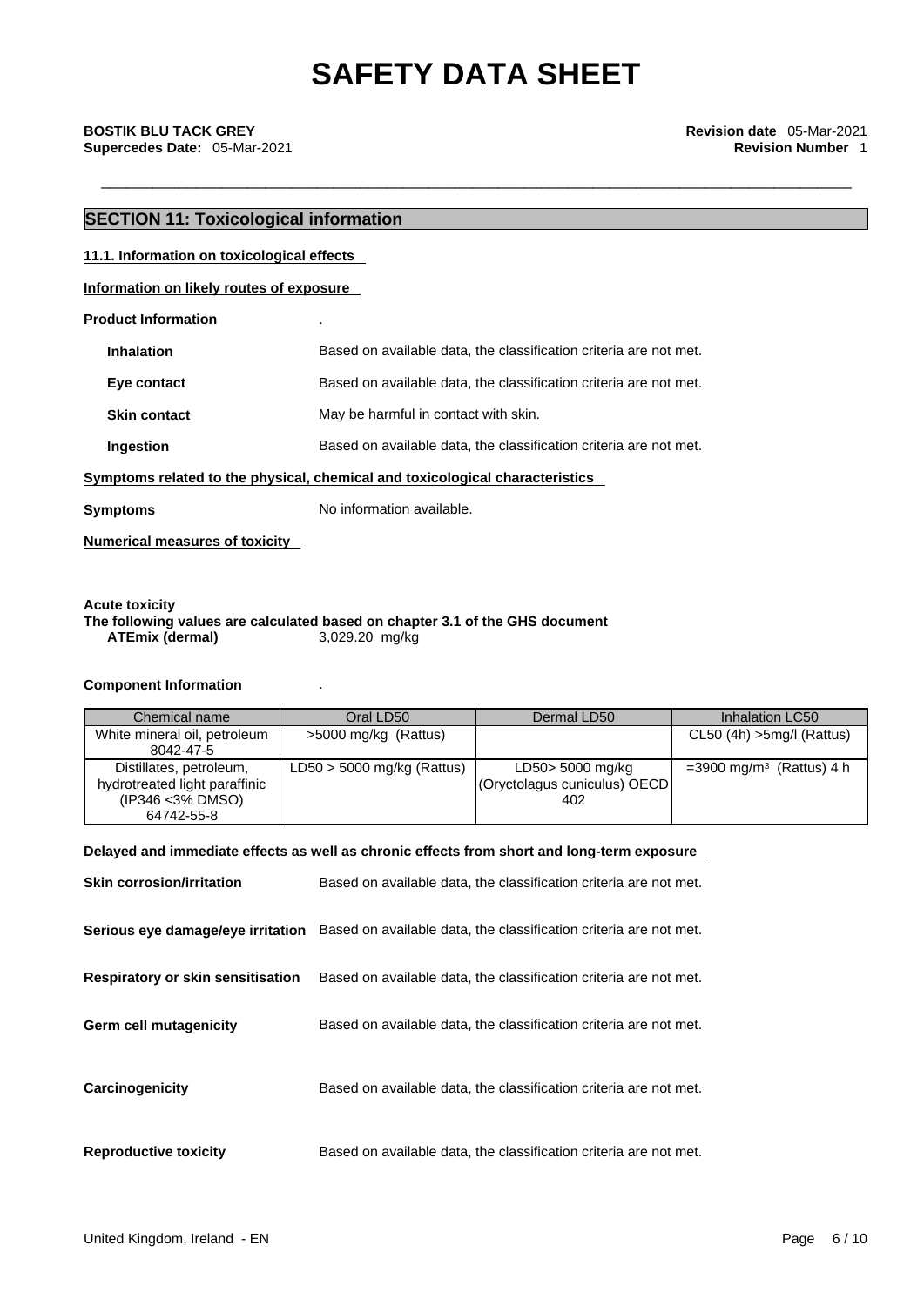# SAFETY DATA SHEET

**BOSTIK BLU TACK GREY** **Revision date** 05-Mar-2021
**Supercedes Date:** 05-Mar-2021 **Revision Number** 1

## SECTION 11: Toxicological information

**11.1. Information on toxicological effects**

**Information on likely routes of exposure**

**Product Information** .

**Inhalation** Based on available data, the classification criteria are not met.

**Eye contact** Based on available data, the classification criteria are not met.

**Skin contact** May be harmful in contact with skin.

**Ingestion** Based on available data, the classification criteria are not met.

**Symptoms related to the physical, chemical and toxicological characteristics**

**Symptoms** No information available.

**Numerical measures of toxicity**

**Acute toxicity**
**The following values are calculated based on chapter 3.1 of the GHS document**
**ATEmix (dermal)** 3,029.20 mg/kg

**Component Information** .

| Chemical name | Oral LD50 | Dermal LD50 | Inhalation LC50 |
|---|---|---|---|
| White mineral oil, petroleum 8042-47-5 | >5000 mg/kg (Rattus) | | CL50 (4h) >5mg/l (Rattus) |
| Distillates, petroleum, hydrotreated light paraffinic (IP346 <3% DMSO) 64742-55-8 | LD50 > 5000 mg/kg (Rattus) | LD50> 5000 mg/kg (Oryctolagus cuniculus) OECD 402 | =3900 mg/m³ (Rattus) 4 h |

**Delayed and immediate effects as well as chronic effects from short and long-term exposure**

**Skin corrosion/irritation** Based on available data, the classification criteria are not met.

**Serious eye damage/eye irritation** Based on available data, the classification criteria are not met.

**Respiratory or skin sensitisation** Based on available data, the classification criteria are not met.

**Germ cell mutagenicity** Based on available data, the classification criteria are not met.

**Carcinogenicity** Based on available data, the classification criteria are not met.

**Reproductive toxicity** Based on available data, the classification criteria are not met.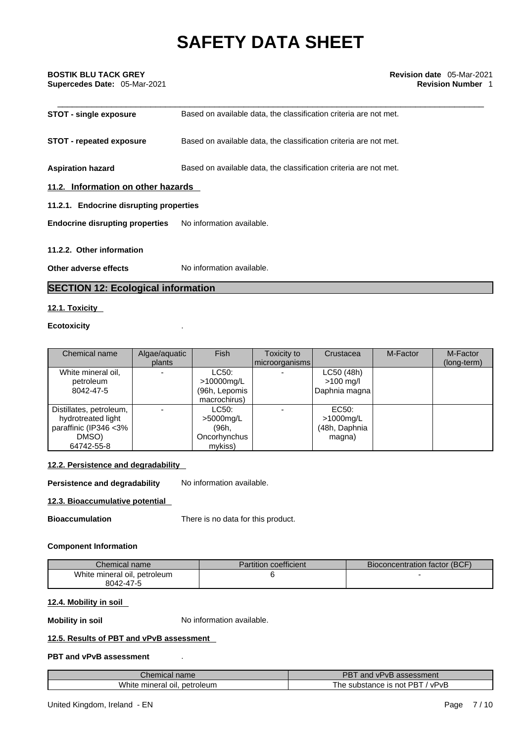**STOT - single exposure** Based on available data, the classification criteria are not met.

**STOT - repeated exposure** Based on available data, the classification criteria are not met.

**Aspiration hazard** Based on available data, the classification criteria are not met.

### 11.2. Information on other hazards

#### 11.2.1. Endocrine disrupting properties

**Endocrine disrupting properties** No information available.

#### 11.2.2. Other information

**Other adverse effects** No information available.

## SECTION 12: Ecological information

### 12.1. Toxicity

**Ecotoxicity** .

| Chemical name | Algae/aquatic plants | Fish | Toxicity to microorganisms | Crustacea | M-Factor | M-Factor (long-term) |
|---|---|---|---|---|---|---|
| White mineral oil, petroleum 8042-47-5 | - | LC50: >10000mg/L (96h, Lepomis macrochirus) | - | LC50 (48h) >100 mg/l Daphnia magna | | |
| Distillates, petroleum, hydrotreated light paraffinic (IP346 <3% DMSO) 64742-55-8 | - | LC50: >5000mg/L (96h, Oncorhynchus mykiss) | - | EC50: >1000mg/L (48h, Daphnia magna) | | |

### 12.2. Persistence and degradability

**Persistence and degradability** No information available.

### 12.3. Bioaccumulative potential

**Bioaccumulation** There is no data for this product.

**Component Information**

| Chemical name | Partition coefficient | Bioconcentration factor (BCF) |
|---|---|---|
| White mineral oil, petroleum 8042-47-5 | 6 | - |

### 12.4. Mobility in soil

**Mobility in soil** No information available.

### 12.5. Results of PBT and vPvB assessment

**PBT and vPvB assessment** .

| Chemical name | PBT and vPvB assessment |
|---|---|
| White mineral oil, petroleum | The substance is not PBT / vPvB |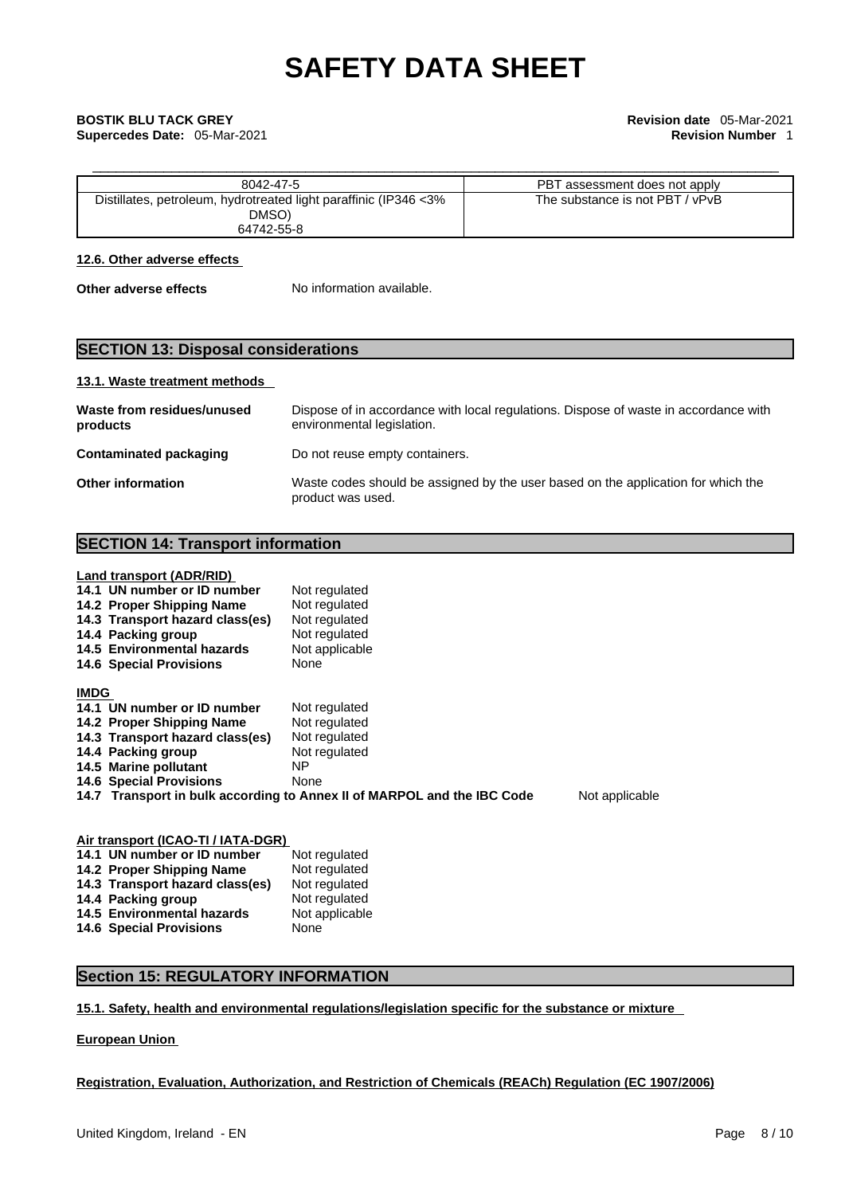| 8042-47-5 | PBT assessment does not apply |
| --- | --- |
| Distillates, petroleum, hydrotreated light paraffinic (IP346 <3% DMSO)<br>64742-55-8 | The substance is not PBT / vPvB |

#### 12.6. Other adverse effects

**Other adverse effects** No information available.

## SECTION 13: Disposal considerations

#### 13.1. Waste treatment methods

**Waste from residues/unused products** Dispose of in accordance with local regulations. Dispose of waste in accordance with environmental legislation.

**Contaminated packaging** Do not reuse empty containers.

**Other information** Waste codes should be assigned by the user based on the application for which the product was used.

## SECTION 14: Transport information

**Land transport (ADR/RID)**

**14.1 UN number or ID number** Not regulated
**14.2 Proper Shipping Name** Not regulated
**14.3 Transport hazard class(es)** Not regulated
**14.4 Packing group** Not regulated
**14.5 Environmental hazards** Not applicable
**14.6 Special Provisions** None

**IMDG**

**14.1 UN number or ID number** Not regulated
**14.2 Proper Shipping Name** Not regulated
**14.3 Transport hazard class(es)** Not regulated
**14.4 Packing group** Not regulated
**14.5 Marine pollutant** NP
**14.6 Special Provisions** None
**14.7 Transport in bulk according to Annex II of MARPOL and the IBC Code** Not applicable

**Air transport (ICAO-TI / IATA-DGR)**

**14.1 UN number or ID number** Not regulated
**14.2 Proper Shipping Name** Not regulated
**14.3 Transport hazard class(es)** Not regulated
**14.4 Packing group** Not regulated
**14.5 Environmental hazards** Not applicable
**14.6 Special Provisions** None

## Section 15: REGULATORY INFORMATION

#### 15.1. Safety, health and environmental regulations/legislation specific for the substance or mixture

**European Union**

**Registration, Evaluation, Authorization, and Restriction of Chemicals (REACh) Regulation (EC 1907/2006)**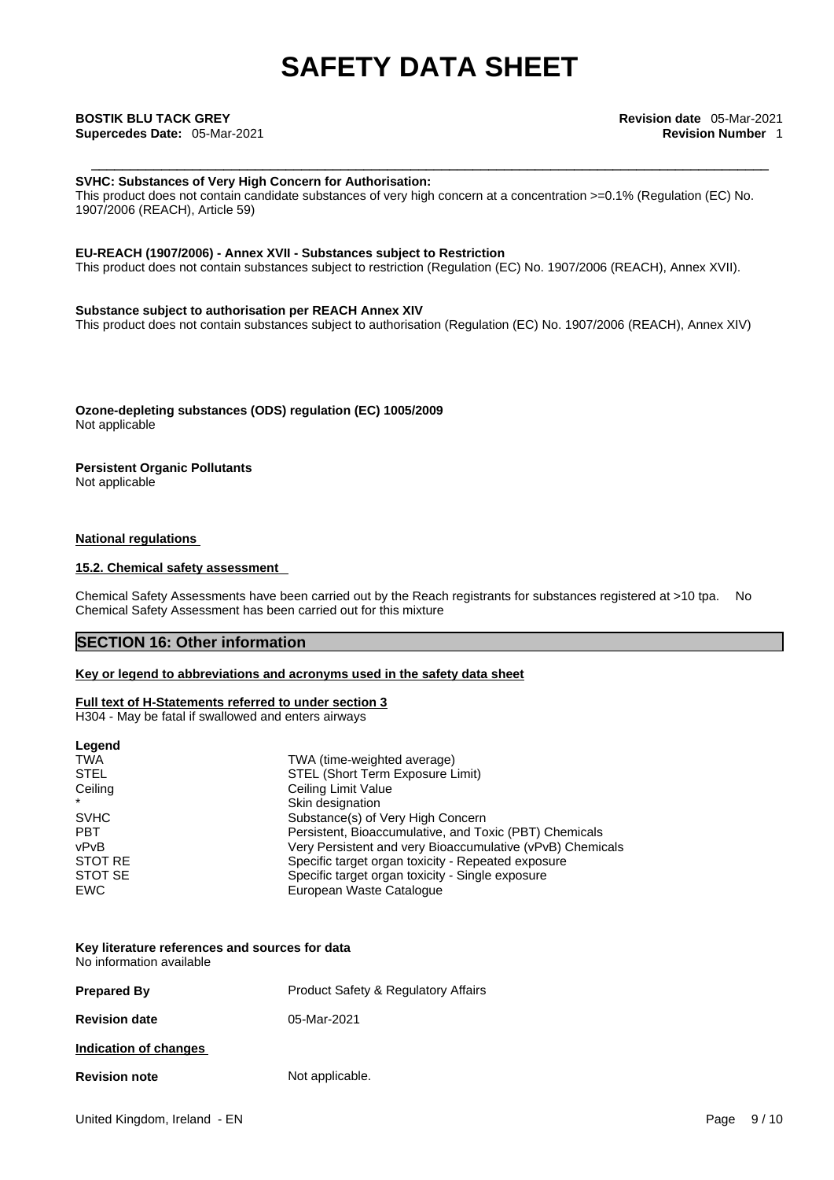**SVHC: Substances of Very High Concern for Authorisation:**
This product does not contain candidate substances of very high concern at a concentration >=0.1% (Regulation (EC) No. 1907/2006 (REACH), Article 59)

**EU-REACH (1907/2006) - Annex XVII - Substances subject to Restriction**
This product does not contain substances subject to restriction (Regulation (EC) No. 1907/2006 (REACH), Annex XVII).

**Substance subject to authorisation per REACH Annex XIV**
This product does not contain substances subject to authorisation (Regulation (EC) No. 1907/2006 (REACH), Annex XIV)

**Ozone-depleting substances (ODS) regulation (EC) 1005/2009**
Not applicable

**Persistent Organic Pollutants**
Not applicable

**National regulations**

**15.2. Chemical safety assessment**

Chemical Safety Assessments have been carried out by the Reach registrants for substances registered at >10 tpa. No Chemical Safety Assessment has been carried out for this mixture

## SECTION 16: Other information

**Key or legend to abbreviations and acronyms used in the safety data sheet**

**Full text of H-Statements referred to under section 3**
H304 - May be fatal if swallowed and enters airways

**Legend**

| | |
|---|---|
| TWA | TWA (time-weighted average) |
| STEL | STEL (Short Term Exposure Limit) |
| Ceiling | Ceiling Limit Value |
| * | Skin designation |
| SVHC | Substance(s) of Very High Concern |
| PBT | Persistent, Bioaccumulative, and Toxic (PBT) Chemicals |
| vPvB | Very Persistent and very Bioaccumulative (vPvB) Chemicals |
| STOT RE | Specific target organ toxicity - Repeated exposure |
| STOT SE | Specific target organ toxicity - Single exposure |
| EWC | European Waste Catalogue |

**Key literature references and sources for data**
No information available

**Prepared By** Product Safety & Regulatory Affairs

**Revision date** 05-Mar-2021

**Indication of changes**

**Revision note** Not applicable.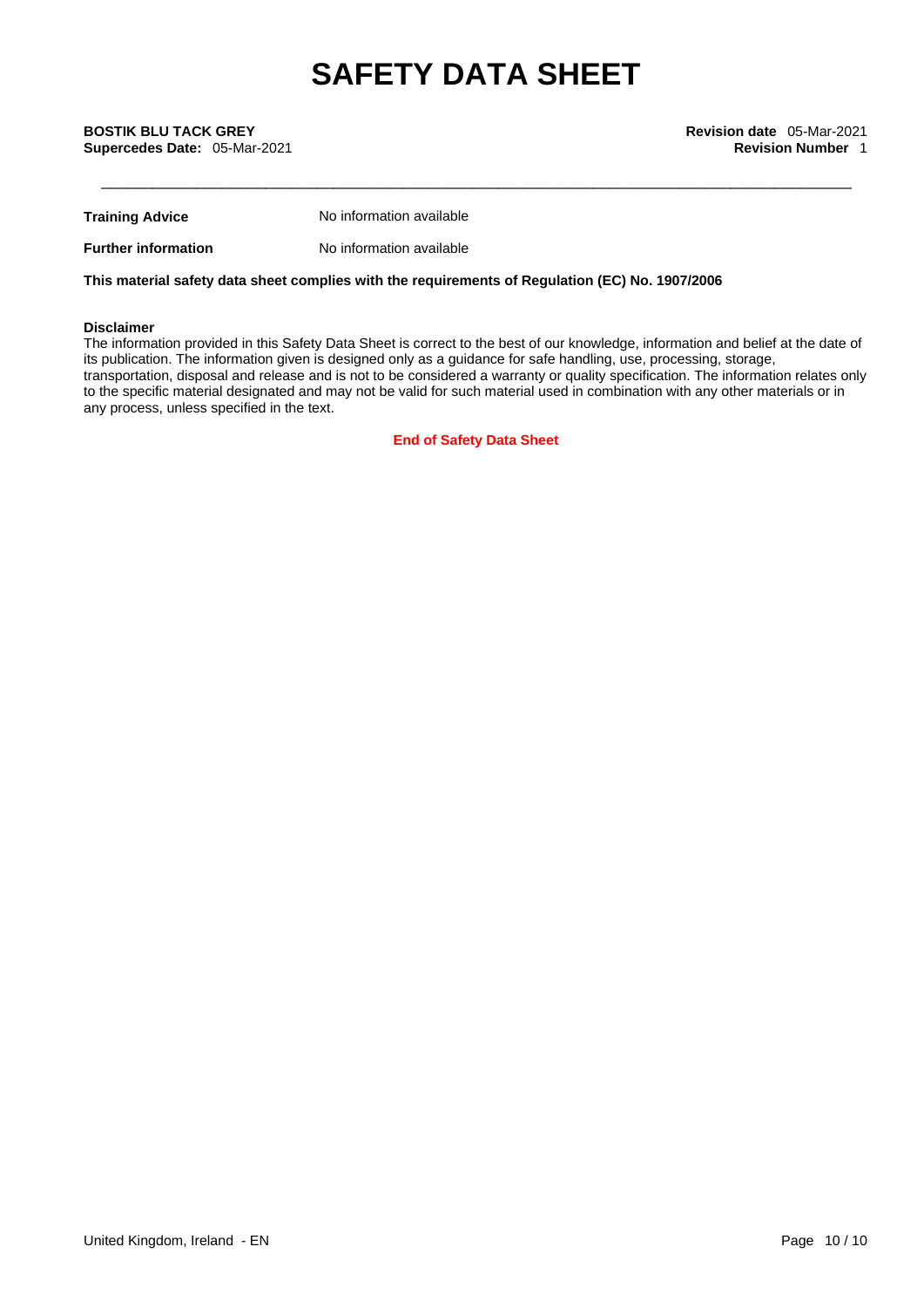**Training Advice** No information available

**Further information** No information available

**This material safety data sheet complies with the requirements of Regulation (EC) No. 1907/2006**

**Disclaimer**

The information provided in this Safety Data Sheet is correct to the best of our knowledge, information and belief at the date of its publication. The information given is designed only as a guidance for safe handling, use, processing, storage, transportation, disposal and release and is not to be considered a warranty or quality specification. The information relates only to the specific material designated and may not be valid for such material used in combination with any other materials or in any process, unless specified in the text.

**End of Safety Data Sheet**